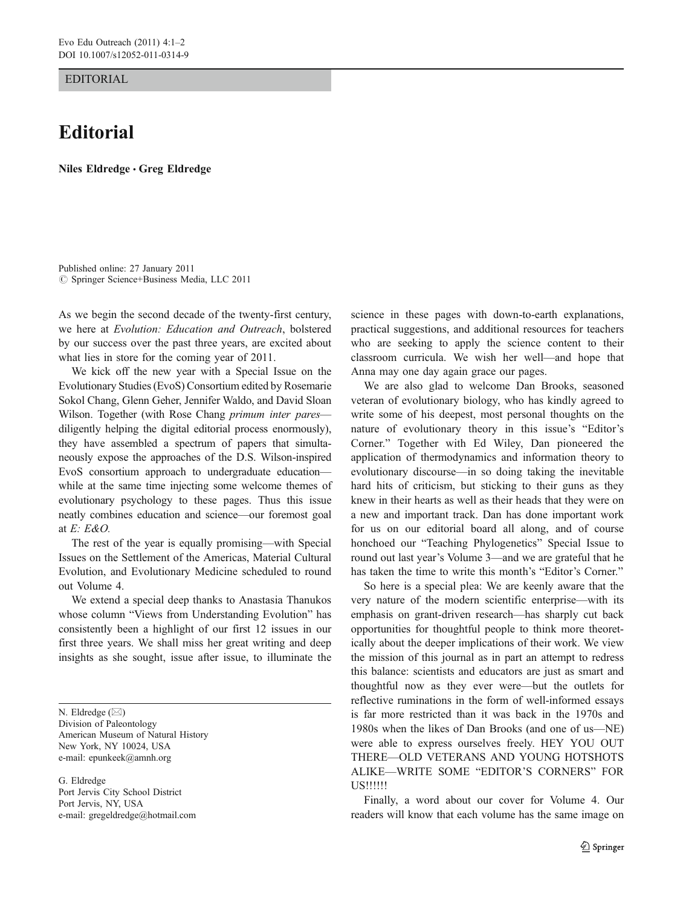EDITORIAL

# Editorial

**Niles Eldredge · Greg Eldredge**

Published online: 27 January 2011
© Springer Science+Business Media, LLC 2011

As we begin the second decade of the twenty-first century, we here at *Evolution: Education and Outreach*, bolstered by our success over the past three years, are excited about what lies in store for the coming year of 2011.

We kick off the new year with a Special Issue on the Evolutionary Studies (EvoS) Consortium edited by Rosemarie Sokol Chang, Glenn Geher, Jennifer Waldo, and David Sloan Wilson. Together (with Rose Chang *primum inter pares*—diligently helping the digital editorial process enormously), they have assembled a spectrum of papers that simultaneously expose the approaches of the D.S. Wilson-inspired EvoS consortium approach to undergraduate education—while at the same time injecting some welcome themes of evolutionary psychology to these pages. Thus this issue neatly combines education and science—our foremost goal at *E: E&O.*

The rest of the year is equally promising—with Special Issues on the Settlement of the Americas, Material Cultural Evolution, and Evolutionary Medicine scheduled to round out Volume 4.

We extend a special deep thanks to Anastasia Thanukos whose column "Views from Understanding Evolution" has consistently been a highlight of our first 12 issues in our first three years. We shall miss her great writing and deep insights as she sought, issue after issue, to illuminate the science in these pages with down-to-earth explanations, practical suggestions, and additional resources for teachers who are seeking to apply the science content to their classroom curricula. We wish her well—and hope that Anna may one day again grace our pages.

We are also glad to welcome Dan Brooks, seasoned veteran of evolutionary biology, who has kindly agreed to write some of his deepest, most personal thoughts on the nature of evolutionary theory in this issue's "Editor's Corner." Together with Ed Wiley, Dan pioneered the application of thermodynamics and information theory to evolutionary discourse—in so doing taking the inevitable hard hits of criticism, but sticking to their guns as they knew in their hearts as well as their heads that they were on a new and important track. Dan has done important work for us on our editorial board all along, and of course honchoed our "Teaching Phylogenetics" Special Issue to round out last year's Volume 3—and we are grateful that he has taken the time to write this month's "Editor's Corner."

So here is a special plea: We are keenly aware that the very nature of the modern scientific enterprise—with its emphasis on grant-driven research—has sharply cut back opportunities for thoughtful people to think more theoretically about the deeper implications of their work. We view the mission of this journal as in part an attempt to redress this balance: scientists and educators are just as smart and thoughtful now as they ever were—but the outlets for reflective ruminations in the form of well-informed essays is far more restricted than it was back in the 1970s and 1980s when the likes of Dan Brooks (and one of us—NE) were able to express ourselves freely. HEY YOU OUT THERE—OLD VETERANS AND YOUNG HOTSHOTS ALIKE—WRITE SOME "EDITOR'S CORNERS" FOR US!!!!!!

Finally, a word about our cover for Volume 4. Our readers will know that each volume has the same image on

---

N. Eldredge (✉)
Division of Paleontology
American Museum of Natural History
New York, NY 10024, USA
e-mail: epunkeek@amnh.org

G. Eldredge
Port Jervis City School District
Port Jervis, NY, USA
e-mail: gregeldredge@hotmail.com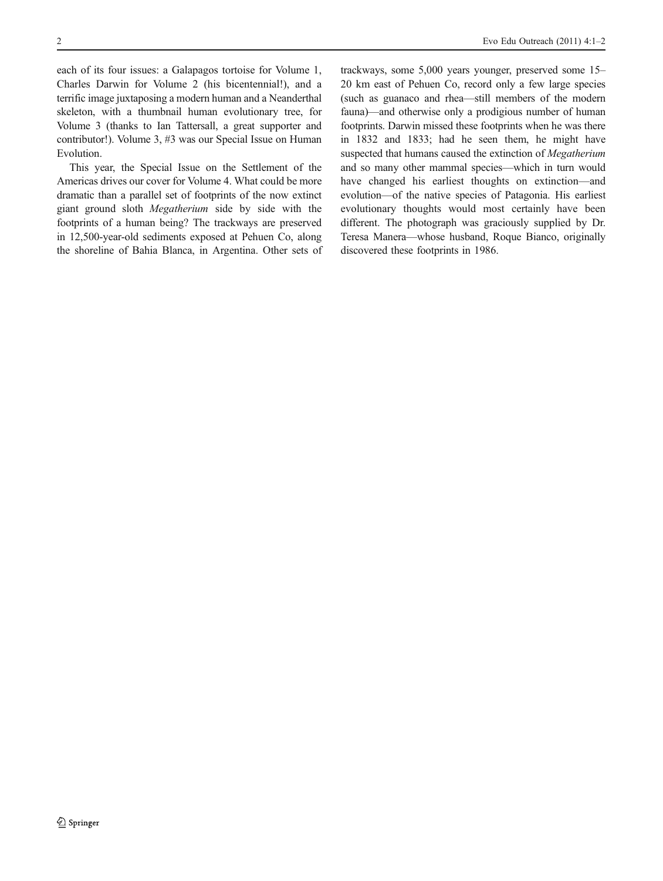each of its four issues: a Galapagos tortoise for Volume 1, Charles Darwin for Volume 2 (his bicentennial!), and a terrific image juxtaposing a modern human and a Neanderthal skeleton, with a thumbnail human evolutionary tree, for Volume 3 (thanks to Ian Tattersall, a great supporter and contributor!). Volume 3, #3 was our Special Issue on Human Evolution.

This year, the Special Issue on the Settlement of the Americas drives our cover for Volume 4. What could be more dramatic than a parallel set of footprints of the now extinct giant ground sloth *Megatherium* side by side with the footprints of a human being? The trackways are preserved in 12,500-year-old sediments exposed at Pehuen Co, along the shoreline of Bahia Blanca, in Argentina. Other sets of trackways, some 5,000 years younger, preserved some 15–20 km east of Pehuen Co, record only a few large species (such as guanaco and rhea—still members of the modern fauna)—and otherwise only a prodigious number of human footprints. Darwin missed these footprints when he was there in 1832 and 1833; had he seen them, he might have suspected that humans caused the extinction of *Megatherium* and so many other mammal species—which in turn would have changed his earliest thoughts on extinction—and evolution—of the native species of Patagonia. His earliest evolutionary thoughts would most certainly have been different. The photograph was graciously supplied by Dr. Teresa Manera—whose husband, Roque Bianco, originally discovered these footprints in 1986.